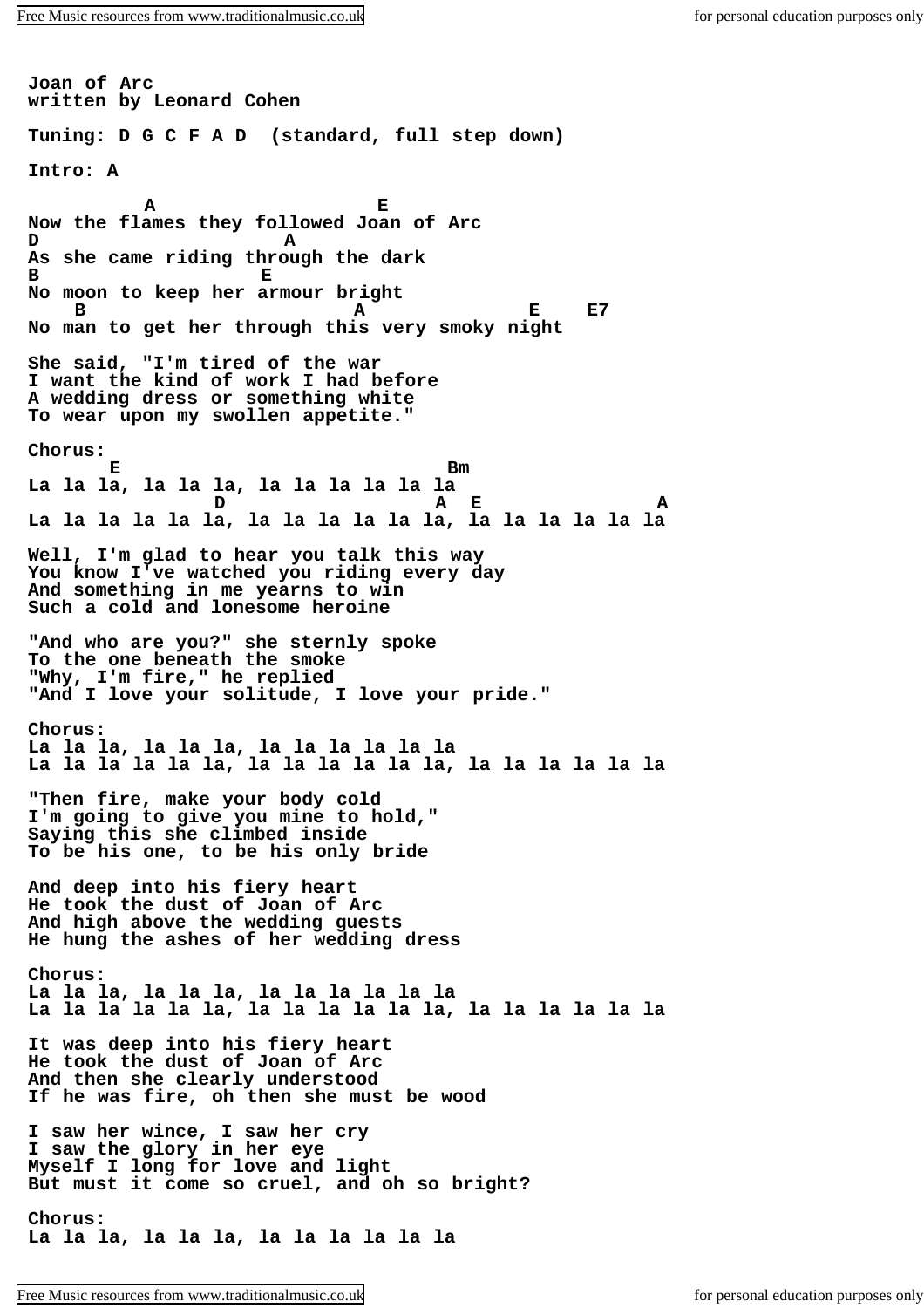**Joan of Arc**
**written by Leonard Cohen**

**Tuning: D G C F A D  (standard, full step down)**

**Intro: A**

```
          A                    E
Now the flames they followed Joan of Arc
D                      A
As she came riding through the dark
B                    E
No moon to keep her armour bright
    B                        A              E    E7
No man to get her through this very smoky night

She said, "I'm tired of the war
I want the kind of work I had before
A wedding dress or something white
To wear upon my swollen appetite."

Chorus:
       E                              Bm
La la la, la la la, la la la la la la
                D                    A  E               A
La la la la la la, la la la la la la, la la la la la la

Well, I'm glad to hear you talk this way
You know I've watched you riding every day
And something in me yearns to win
Such a cold and lonesome heroine

"And who are you?" she sternly spoke
To the one beneath the smoke
"Why, I'm fire," he replied
"And I love your solitude, I love your pride."

Chorus:
La la la, la la la, la la la la la la
La la la la la la, la la la la la la, la la la la la la

"Then fire, make your body cold
I'm going to give you mine to hold,"
Saying this she climbed inside
To be his one, to be his only bride

And deep into his fiery heart
He took the dust of Joan of Arc
And high above the wedding guests
He hung the ashes of her wedding dress

Chorus:
La la la, la la la, la la la la la la
La la la la la la, la la la la la la, la la la la la la

It was deep into his fiery heart
He took the dust of Joan of Arc
And then she clearly understood
If he was fire, oh then she must be wood

I saw her wince, I saw her cry
I saw the glory in her eye
Myself I long for love and light
But must it come so cruel, and oh so bright?

Chorus:
La la la, la la la, la la la la la la
```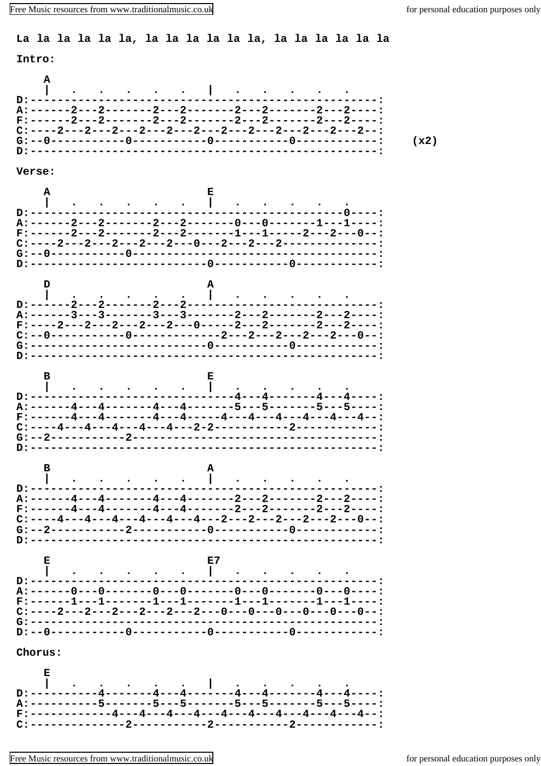**La la la la la la, la la la la la la, la la la la la la**

**Intro:**

```
    A
    |    .    .    .    .    .    |    .    .    .    .    .
D:--------------------------------------------------------------:
A:------2---2-------2---2-------2---2-------2---2-------2---2----:
F:------2---2-------2---2-------2---2-------2---2-------2---2----:
C:----2---2---2---2---2---2---2---2---2---2---2---2---2---2---2-:
G:--0-----------0-----------0-----------0------------------------:
D:---------------------------------------------------------------:
```

(x2)

**Verse:**

```
    A                           E
    |    .    .    .    .    .    |    .    .    .    .    .
D:-------------------------------------------------------0----:
A:------2---2-------2---2-------0---0-------1---1-------------:
F:------2---2-------2---2-------1---1-----2---2---0-----------:
C:----2---2---2---2---2---2---0---2---2---2-------------------:
G:--0-----------0---------------------------------------------:
D:--------------------------0-----------0---------------------:
```

```
    D                           A
    |    .    .    .    .    .    |    .    .    .    .    .
D:------2---2-------2---2-------------------------------------:
A:------3---3-------3---3-------2---2-------2---2-------------:
F:----2---2---2---2---2---0-----2---2-------2---2-------------:
C:--0-----------0-------------2---2---2---2---2---0-----------:
G:--------------------------0-----------0---------------------:
D:------------------------------------------------------------:
```

```
    B                           E
    |    .    .    .    .    .    |    .    .    .    .    .
D:------------------------------4---4-------4---4-------------:
A:------4---4-------4---4-------5---5-------5---5-------------:
F:------4---4-------4---4-----4---4---4---4---4---4-----------:
C:----4---4---4---4---4---2-2-----------2---------------------:
G:--2-----------2---------------------------------------------:
D:------------------------------------------------------------:
```

```
    B                           A
    |    .    .    .    .    .    |    .    .    .    .    .
D:------------------------------------------------------------:
A:------4---4-------4---4-------2---2-------2---2-------------:
F:------4---4-------4---4-------2---2-------2---2-------------:
C:----4---4---4---4---4---4---2---2---2---2---2---0-----------:
G:--2-----------2-----------0-----------0---------------------:
D:------------------------------------------------------------:
```

```
    E                           E7
    |    .    .    .    .    .    |    .    .    .    .    .
D:------------------------------------------------------------:
A:------0---0-------0---0-------0---0-------0---0-------------:
F:------1---1-------1---1-------1---1-------1---1-------------:
C:----2---2---2---2---2---2---0---0---0---0---0---0-----------:
G:------------------------------------------------------------:
D:--0-----------0-----------0-----------0---------------------:
```

**Chorus:**

```
    E
    |    .    .    .    .    .    |    .    .    .    .    .
D:----------4-------4---4-------4---4-------4---4-------------:
A:----------5-------5---5-------5---5-------5---5-------------:
F:------------4---4---4---4---4---4---4---4---4---4-----------:
C:--------------2-----------2-----------2---------------------:
```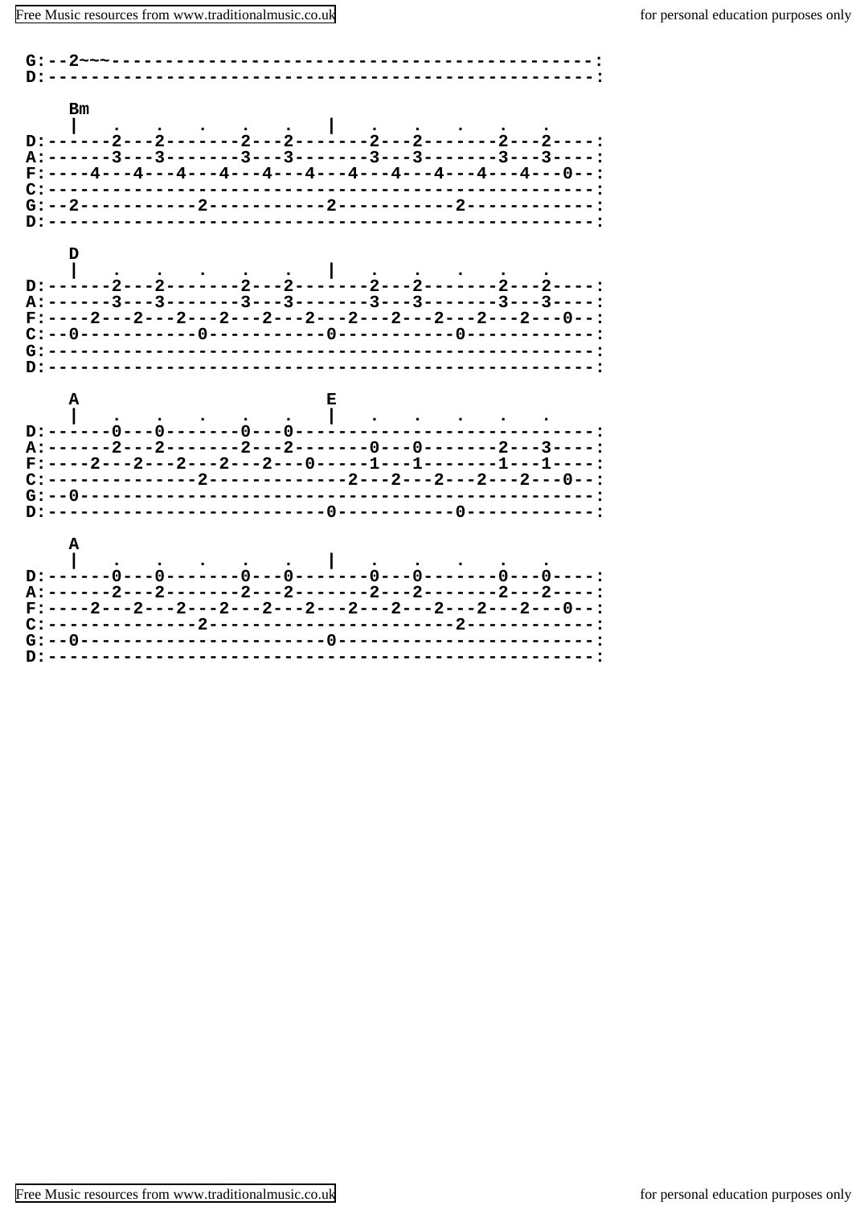```
G:--2~~~-------------------------------------------:
D:-------------------------------------------------:

    Bm
    |   .   .   .   .   .   |   .   .   .   .   .
D:------2---2-------2---2-------2---2-------2---2----:
A:------3---3-------3---3-------3---3-------3---3----:
F:----4---4---4---4---4---4---4---4---4---4---4---0--:
C:---------------------------------------------------:
G:--2-----------2-----------2-----------2------------:
D:---------------------------------------------------:

    D
    |   .   .   .   .   .   |   .   .   .   .   .
D:------2---2-------2---2-------2---2-------2---2----:
A:------3---3-------3---3-------3---3-------3---3----:
F:----2---2---2---2---2---2---2---2---2---2---2---0--:
C:--0-----------0-----------0-----------0------------:
G:---------------------------------------------------:
D:---------------------------------------------------:

    A                       E
    |   .   .   .   .   .   |   .   .   .   .   .
D:------0---0-------0---0----------------------------:
A:------2---2-------2---2-------0---0-------2---3----:
F:----2---2---2---2---2---0-----1---1-------1---1----:
C:--------------2-------------2---2---2---2---2---0--:
G:--0------------------------------------------------:
D:--------------------------0-----------0------------:

    A
    |   .   .   .   .   .   |   .   .   .   .   .
D:------0---0-------0---0-------0---0-------0---0----:
A:------2---2-------2---2-------2---2-------2---2----:
F:----2---2---2---2---2---2---2---2---2---2---2---0--:
C:--------------2-----------------------2------------:
G:--0-----------------------0------------------------:
D:---------------------------------------------------:
```